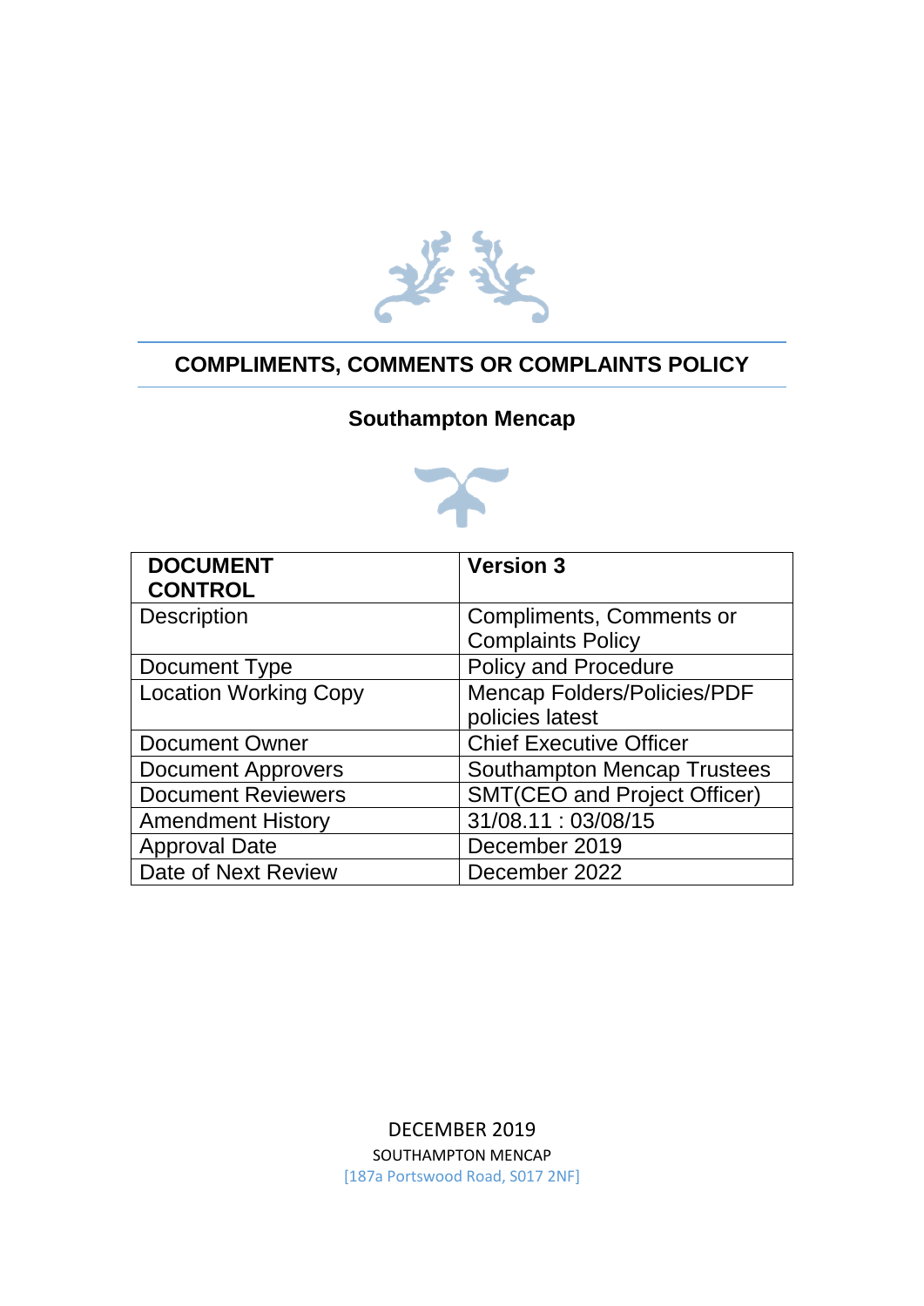# COMPLIMENTS, COMMENTS OR COMPLAINTS POLICY

## Southampton Mencap

| **DOCUMENT CONTROL** | **Version 3** |
|---|---|
| Description | Compliments, Comments or Complaints Policy |
| Document Type | Policy and Procedure |
| Location Working Copy | Mencap Folders/Policies/PDF policies latest |
| Document Owner | Chief Executive Officer |
| Document Approvers | Southampton Mencap Trustees |
| Document Reviewers | SMT(CEO and Project Officer) |
| Amendment History | 31/08.11 : 03/08/15 |
| Approval Date | December 2019 |
| Date of Next Review | December 2022 |

DECEMBER 2019

SOUTHAMPTON MENCAP

[187a Portswood Road, S017 2NF]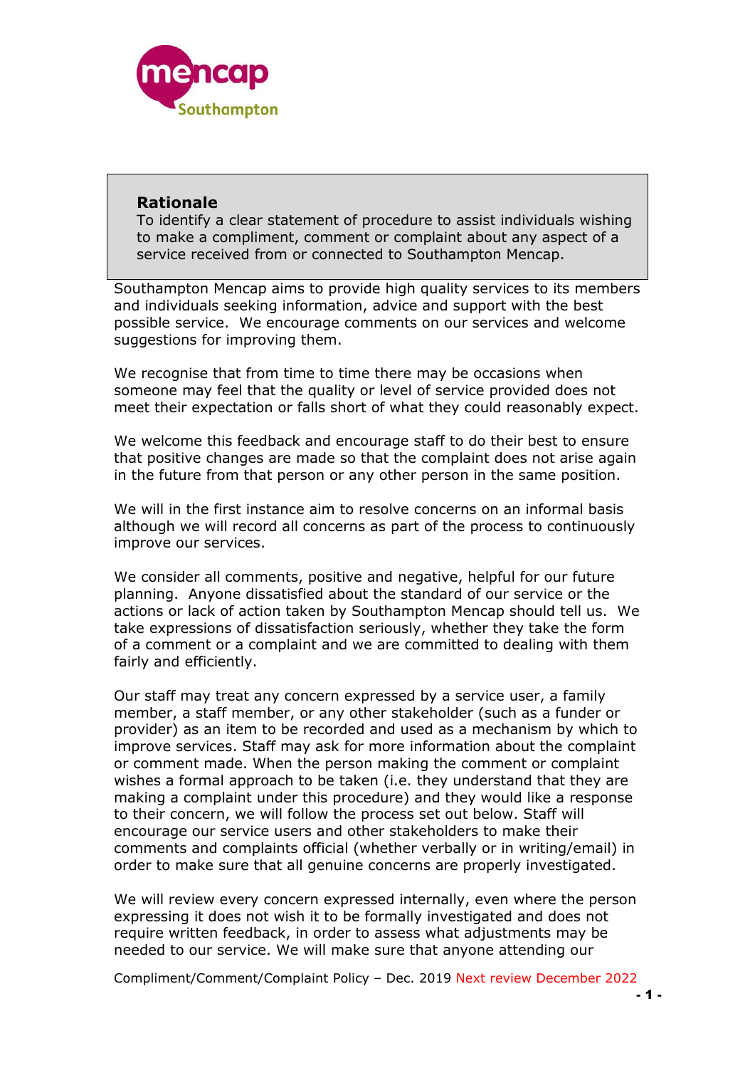**Rationale**

To identify a clear statement of procedure to assist individuals wishing to make a compliment, comment or complaint about any aspect of a service received from or connected to Southampton Mencap.

Southampton Mencap aims to provide high quality services to its members and individuals seeking information, advice and support with the best possible service. We encourage comments on our services and welcome suggestions for improving them.

We recognise that from time to time there may be occasions when someone may feel that the quality or level of service provided does not meet their expectation or falls short of what they could reasonably expect.

We welcome this feedback and encourage staff to do their best to ensure that positive changes are made so that the complaint does not arise again in the future from that person or any other person in the same position.

We will in the first instance aim to resolve concerns on an informal basis although we will record all concerns as part of the process to continuously improve our services.

We consider all comments, positive and negative, helpful for our future planning. Anyone dissatisfied about the standard of our service or the actions or lack of action taken by Southampton Mencap should tell us. We take expressions of dissatisfaction seriously, whether they take the form of a comment or a complaint and we are committed to dealing with them fairly and efficiently.

Our staff may treat any concern expressed by a service user, a family member, a staff member, or any other stakeholder (such as a funder or provider) as an item to be recorded and used as a mechanism by which to improve services. Staff may ask for more information about the complaint or comment made. When the person making the comment or complaint wishes a formal approach to be taken (i.e. they understand that they are making a complaint under this procedure) and they would like a response to their concern, we will follow the process set out below. Staff will encourage our service users and other stakeholders to make their comments and complaints official (whether verbally or in writing/email) in order to make sure that all genuine concerns are properly investigated.

We will review every concern expressed internally, even where the person expressing it does not wish it to be formally investigated and does not require written feedback, in order to assess what adjustments may be needed to our service. We will make sure that anyone attending our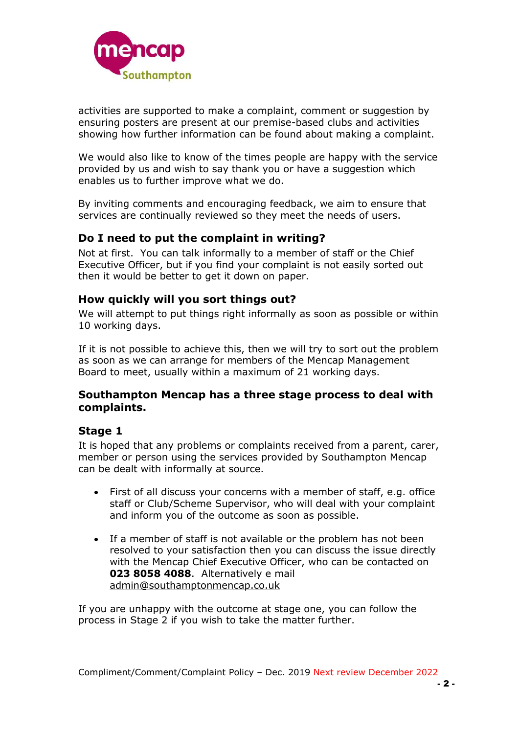activities are supported to make a complaint, comment or suggestion by ensuring posters are present at our premise-based clubs and activities showing how further information can be found about making a complaint.

We would also like to know of the times people are happy with the service provided by us and wish to say thank you or have a suggestion which enables us to further improve what we do.

By inviting comments and encouraging feedback, we aim to ensure that services are continually reviewed so they meet the needs of users.

### Do I need to put the complaint in writing?

Not at first. You can talk informally to a member of staff or the Chief Executive Officer, but if you find your complaint is not easily sorted out then it would be better to get it down on paper.

### How quickly will you sort things out?

We will attempt to put things right informally as soon as possible or within 10 working days.

If it is not possible to achieve this, then we will try to sort out the problem as soon as we can arrange for members of the Mencap Management Board to meet, usually within a maximum of 21 working days.

### Southampton Mencap has a three stage process to deal with complaints.

### Stage 1

It is hoped that any problems or complaints received from a parent, carer, member or person using the services provided by Southampton Mencap can be dealt with informally at source.

- First of all discuss your concerns with a member of staff, e.g. office staff or Club/Scheme Supervisor, who will deal with your complaint and inform you of the outcome as soon as possible.

- If a member of staff is not available or the problem has not been resolved to your satisfaction then you can discuss the issue directly with the Mencap Chief Executive Officer, who can be contacted on **023 8058 4088**. Alternatively e mail admin@southamptonmencap.co.uk

If you are unhappy with the outcome at stage one, you can follow the process in Stage 2 if you wish to take the matter further.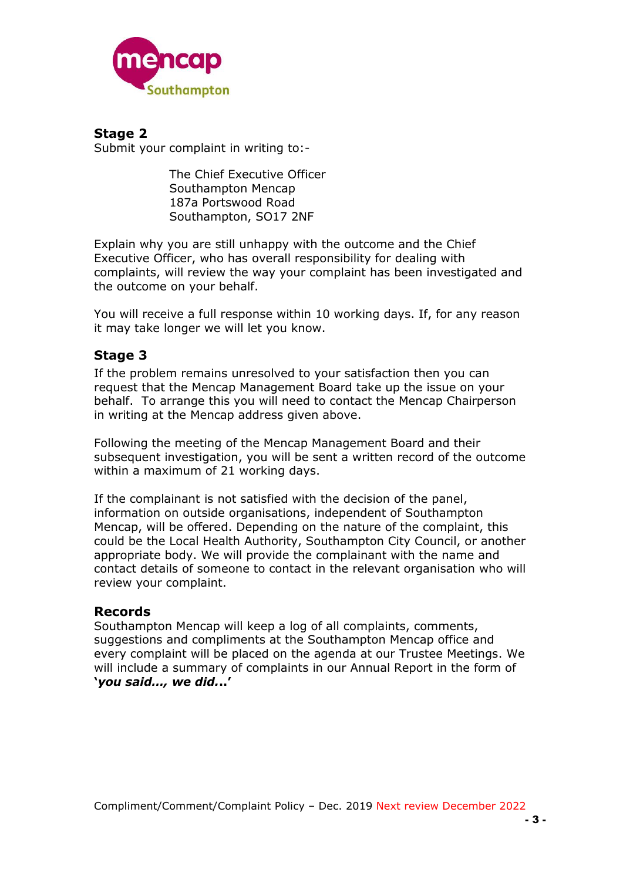## Stage 2

Submit your complaint in writing to:-

> The Chief Executive Officer
> Southampton Mencap
> 187a Portswood Road
> Southampton, SO17 2NF

Explain why you are still unhappy with the outcome and the Chief Executive Officer, who has overall responsibility for dealing with complaints, will review the way your complaint has been investigated and the outcome on your behalf.

You will receive a full response within 10 working days. If, for any reason it may take longer we will let you know.

## Stage 3

If the problem remains unresolved to your satisfaction then you can request that the Mencap Management Board take up the issue on your behalf. To arrange this you will need to contact the Mencap Chairperson in writing at the Mencap address given above.

Following the meeting of the Mencap Management Board and their subsequent investigation, you will be sent a written record of the outcome within a maximum of 21 working days.

If the complainant is not satisfied with the decision of the panel, information on outside organisations, independent of Southampton Mencap, will be offered. Depending on the nature of the complaint, this could be the Local Health Authority, Southampton City Council, or another appropriate body. We will provide the complainant with the name and contact details of someone to contact in the relevant organisation who will review your complaint.

## Records

Southampton Mencap will keep a log of all complaints, comments, suggestions and compliments at the Southampton Mencap office and every complaint will be placed on the agenda at our Trustee Meetings. We will include a summary of complaints in our Annual Report in the form of ***'you said..., we did...'***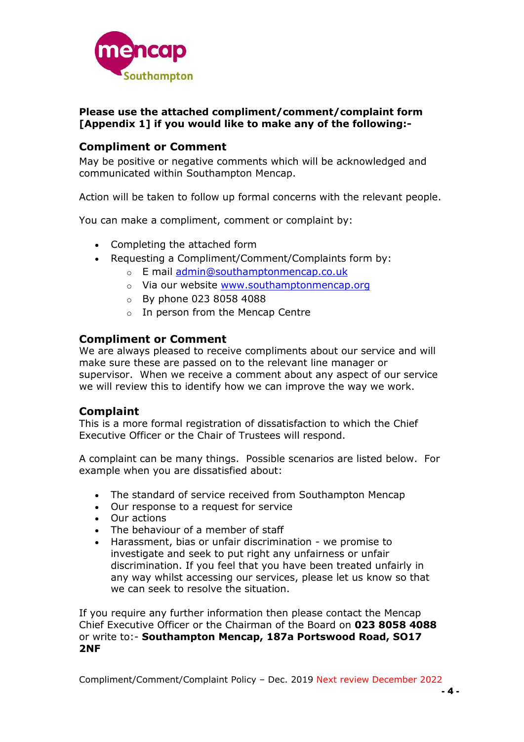**Please use the attached compliment/comment/complaint form [Appendix 1] if you would like to make any of the following:-**

## Compliment or Comment

May be positive or negative comments which will be acknowledged and communicated within Southampton Mencap.

Action will be taken to follow up formal concerns with the relevant people.

You can make a compliment, comment or complaint by:

- Completing the attached form
- Requesting a Compliment/Comment/Complaints form by:
  - E mail admin@southamptonmencap.co.uk
  - Via our website www.southamptonmencap.org
  - By phone 023 8058 4088
  - In person from the Mencap Centre

## Compliment or Comment

We are always pleased to receive compliments about our service and will make sure these are passed on to the relevant line manager or supervisor. When we receive a comment about any aspect of our service we will review this to identify how we can improve the way we work.

## Complaint

This is a more formal registration of dissatisfaction to which the Chief Executive Officer or the Chair of Trustees will respond.

A complaint can be many things. Possible scenarios are listed below. For example when you are dissatisfied about:

- The standard of service received from Southampton Mencap
- Our response to a request for service
- Our actions
- The behaviour of a member of staff
- Harassment, bias or unfair discrimination - we promise to investigate and seek to put right any unfairness or unfair discrimination. If you feel that you have been treated unfairly in any way whilst accessing our services, please let us know so that we can seek to resolve the situation.

If you require any further information then please contact the Mencap Chief Executive Officer or the Chairman of the Board on **023 8058 4088** or write to:- **Southampton Mencap, 187a Portswood Road, SO17 2NF**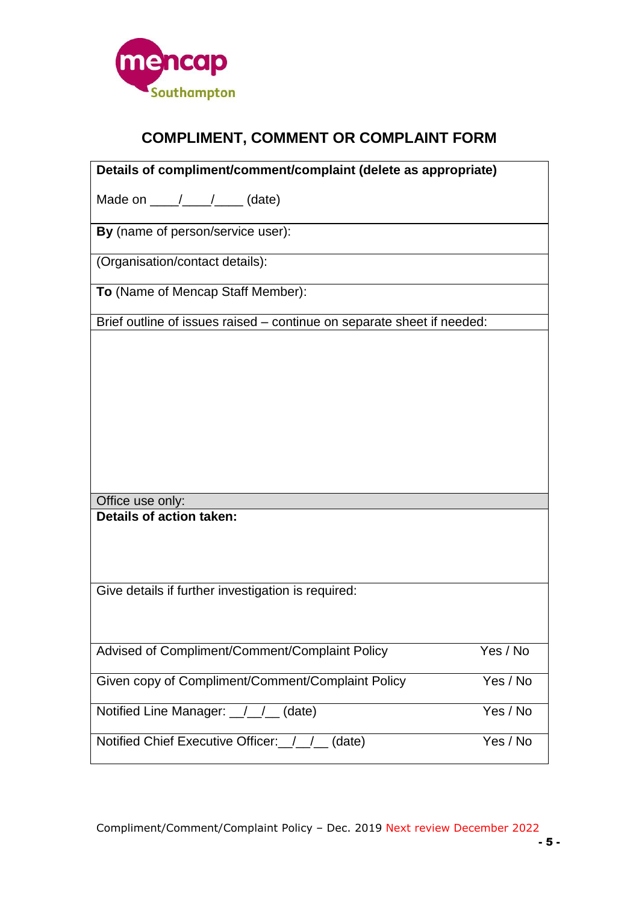mencap Southampton

# COMPLIMENT, COMMENT OR COMPLAINT FORM

| | |
|---|---|
| **Details of compliment/comment/complaint (delete as appropriate)**<br><br>Made on \_\_\_\_/\_\_\_\_/\_\_\_\_ (date) | |
| **By** (name of person/service user): | |
| (Organisation/contact details): | |
| **To** (Name of Mencap Staff Member): | |
| Brief outline of issues raised – continue on separate sheet if needed: | |
| Office use only: | |
| **Details of action taken:** | |
| Give details if further investigation is required: | |
| Advised of Compliment/Comment/Complaint Policy | Yes / No |
| Given copy of Compliment/Comment/Complaint Policy | Yes / No |
| Notified Line Manager: \_\_/\_\_/\_\_ (date) | Yes / No |
| Notified Chief Executive Officer:\_\_/\_\_/\_\_ (date) | Yes / No |

Compliment/Comment/Complaint Policy – Dec. 2019 Next review December 2022